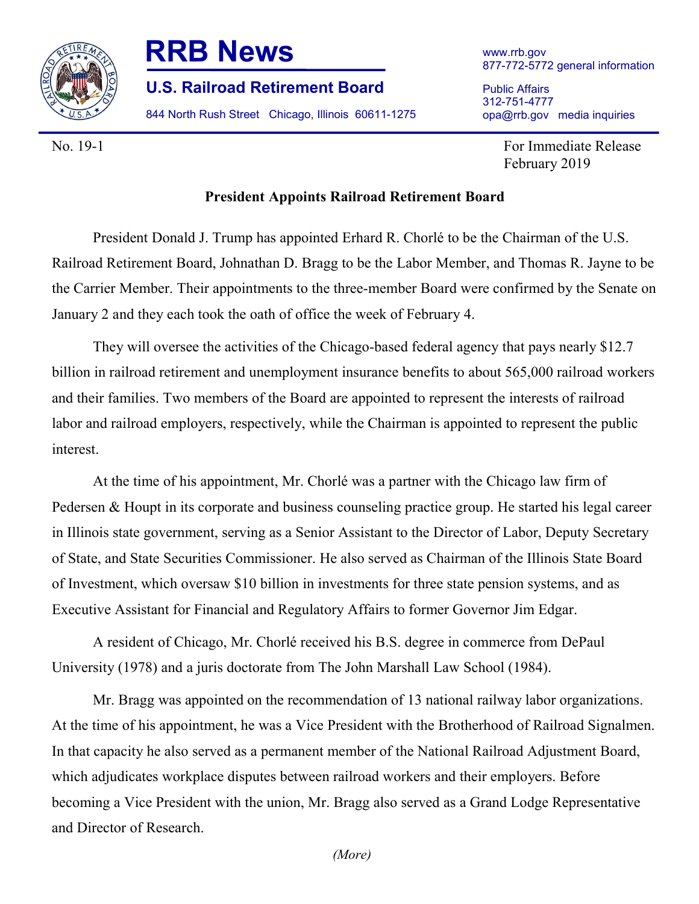# RRB News

## U.S. Railroad Retirement Board

844 North Rush Street Chicago, Illinois 60611-1275

www.rrb.gov
877-772-5772 general information

Public Affairs
312-751-4777
opa@rrb.gov media inquiries

No. 19-1

For Immediate Release
February 2019

**President Appoints Railroad Retirement Board**

President Donald J. Trump has appointed Erhard R. Chorlé to be the Chairman of the U.S. Railroad Retirement Board, Johnathan D. Bragg to be the Labor Member, and Thomas R. Jayne to be the Carrier Member. Their appointments to the three-member Board were confirmed by the Senate on January 2 and they each took the oath of office the week of February 4.

They will oversee the activities of the Chicago-based federal agency that pays nearly $12.7 billion in railroad retirement and unemployment insurance benefits to about 565,000 railroad workers and their families. Two members of the Board are appointed to represent the interests of railroad labor and railroad employers, respectively, while the Chairman is appointed to represent the public interest.

At the time of his appointment, Mr. Chorlé was a partner with the Chicago law firm of Pedersen & Houpt in its corporate and business counseling practice group. He started his legal career in Illinois state government, serving as a Senior Assistant to the Director of Labor, Deputy Secretary of State, and State Securities Commissioner. He also served as Chairman of the Illinois State Board of Investment, which oversaw $10 billion in investments for three state pension systems, and as Executive Assistant for Financial and Regulatory Affairs to former Governor Jim Edgar.

A resident of Chicago, Mr. Chorlé received his B.S. degree in commerce from DePaul University (1978) and a juris doctorate from The John Marshall Law School (1984).

Mr. Bragg was appointed on the recommendation of 13 national railway labor organizations. At the time of his appointment, he was a Vice President with the Brotherhood of Railroad Signalmen. In that capacity he also served as a permanent member of the National Railroad Adjustment Board, which adjudicates workplace disputes between railroad workers and their employers. Before becoming a Vice President with the union, Mr. Bragg also served as a Grand Lodge Representative and Director of Research.

*(More)*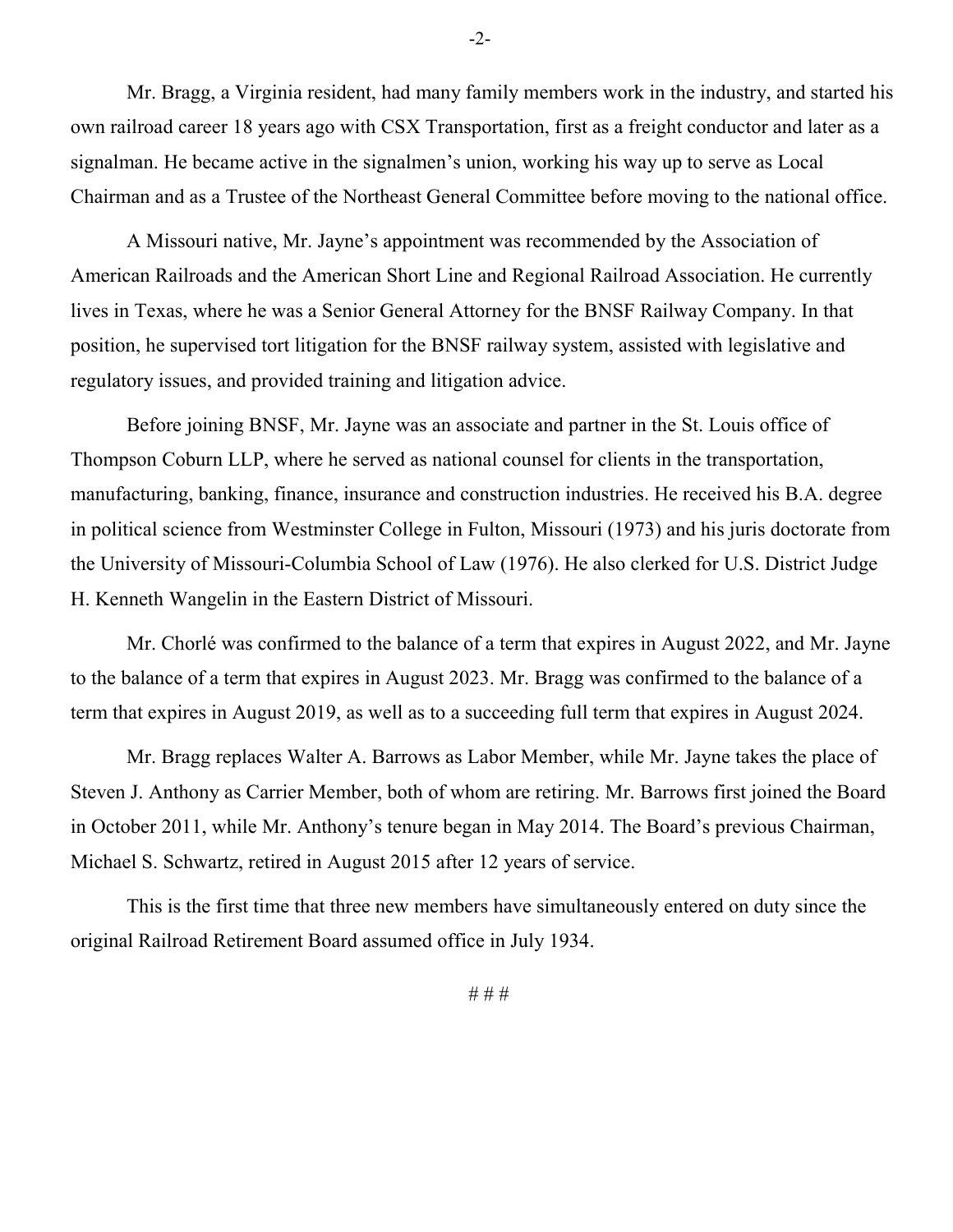Mr. Bragg, a Virginia resident, had many family members work in the industry, and started his own railroad career 18 years ago with CSX Transportation, first as a freight conductor and later as a signalman. He became active in the signalmen's union, working his way up to serve as Local Chairman and as a Trustee of the Northeast General Committee before moving to the national office.

A Missouri native, Mr. Jayne's appointment was recommended by the Association of American Railroads and the American Short Line and Regional Railroad Association. He currently lives in Texas, where he was a Senior General Attorney for the BNSF Railway Company. In that position, he supervised tort litigation for the BNSF railway system, assisted with legislative and regulatory issues, and provided training and litigation advice.

Before joining BNSF, Mr. Jayne was an associate and partner in the St. Louis office of Thompson Coburn LLP, where he served as national counsel for clients in the transportation, manufacturing, banking, finance, insurance and construction industries. He received his B.A. degree in political science from Westminster College in Fulton, Missouri (1973) and his juris doctorate from the University of Missouri-Columbia School of Law (1976). He also clerked for U.S. District Judge H. Kenneth Wangelin in the Eastern District of Missouri.

Mr. Chorlé was confirmed to the balance of a term that expires in August 2022, and Mr. Jayne to the balance of a term that expires in August 2023. Mr. Bragg was confirmed to the balance of a term that expires in August 2019, as well as to a succeeding full term that expires in August 2024.

Mr. Bragg replaces Walter A. Barrows as Labor Member, while Mr. Jayne takes the place of Steven J. Anthony as Carrier Member, both of whom are retiring. Mr. Barrows first joined the Board in October 2011, while Mr. Anthony's tenure began in May 2014. The Board's previous Chairman, Michael S. Schwartz, retired in August 2015 after 12 years of service.

This is the first time that three new members have simultaneously entered on duty since the original Railroad Retirement Board assumed office in July 1934.

# # #